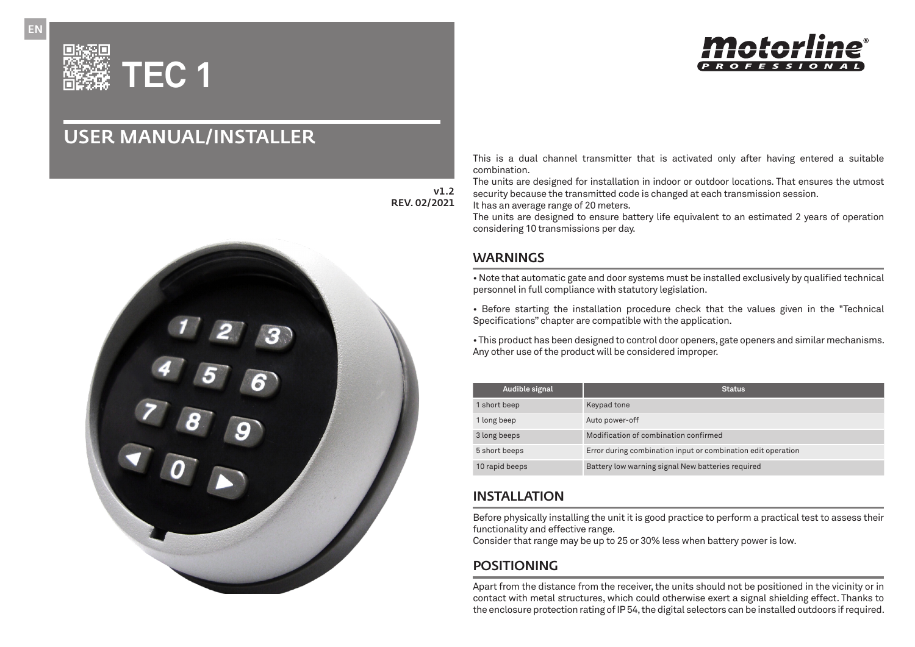# TEC 1

## USER MANUAL/INSTALLER

v1.2
REV. 02/2021

This is a dual channel transmitter that is activated only after having entered a suitable combination.
The units are designed for installation in indoor or outdoor locations. That ensures the utmost security because the transmitted code is changed at each transmission session.
It has an average range of 20 meters.
The units are designed to ensure battery life equivalent to an estimated 2 years of operation considering 10 transmissions per day.

## WARNINGS

• Note that automatic gate and door systems must be installed exclusively by qualified technical personnel in full compliance with statutory legislation.

• Before starting the installation procedure check that the values given in the "Technical Specifications" chapter are compatible with the application.

• This product has been designed to control door openers, gate openers and similar mechanisms. Any other use of the product will be considered improper.

| Audible signal | Status |
|---|---|
| 1 short beep | Keypad tone |
| 1 long beep | Auto power-off |
| 3 long beeps | Modification of combination confirmed |
| 5 short beeps | Error during combination input or combination edit operation |
| 10 rapid beeps | Battery low warning signal New batteries required |

## INSTALLATION

Before physically installing the unit it is good practice to perform a practical test to assess their functionality and effective range.
Consider that range may be up to 25 or 30% less when battery power is low.

## POSITIONING

Apart from the distance from the receiver, the units should not be positioned in the vicinity or in contact with metal structures, which could otherwise exert a signal shielding effect. Thanks to the enclosure protection rating of IP 54, the digital selectors can be installed outdoors if required.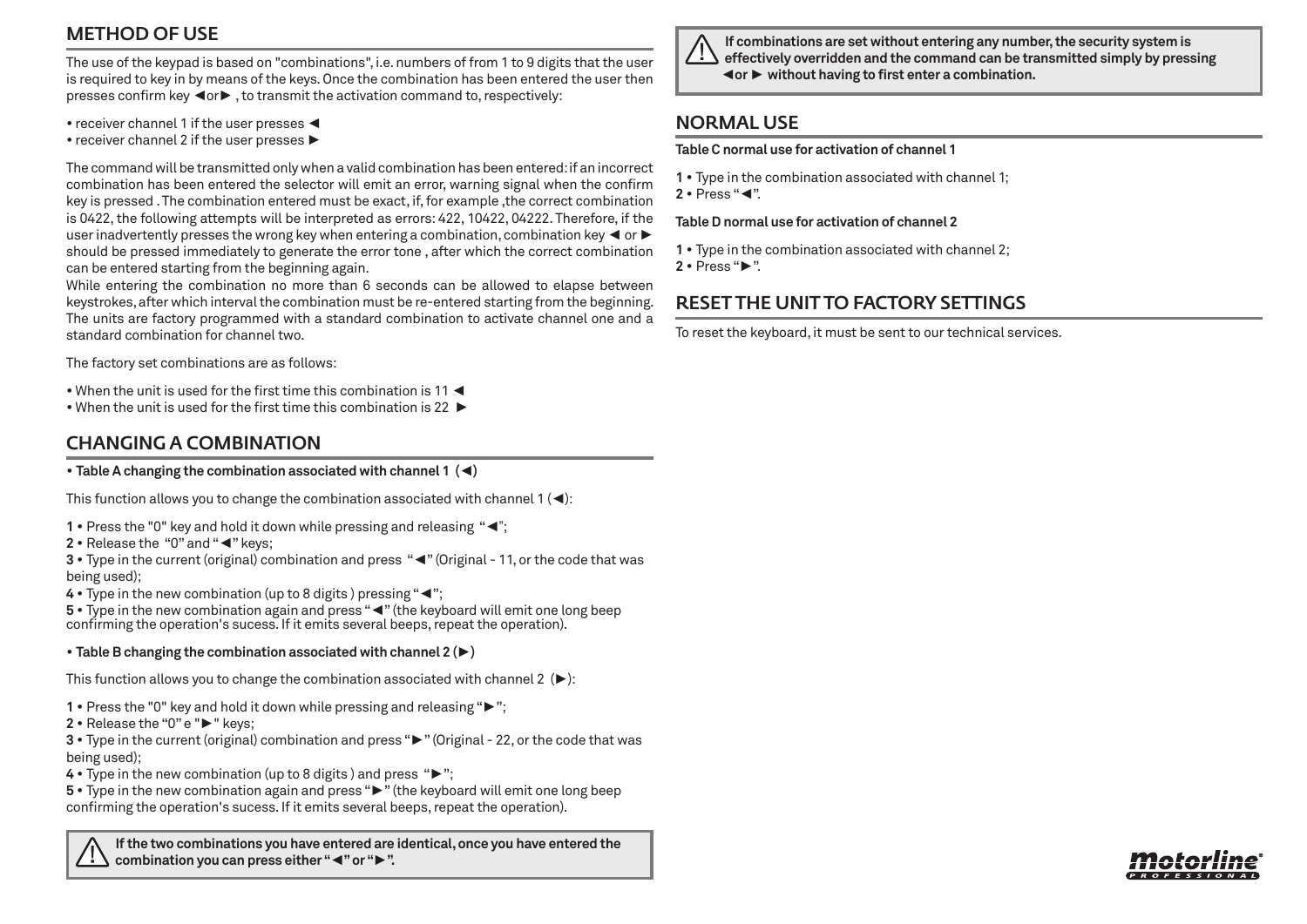## METHOD OF USE

The use of the keypad is based on "combinations", i.e. numbers of from 1 to 9 digits that the user is required to key in by means of the keys. Once the combination has been entered the user then presses confirm key ◄or► , to transmit the activation command to, respectively:

- receiver channel 1 if the user presses ◄
- receiver channel 2 if the user presses ►

The command will be transmitted only when a valid combination has been entered: if an incorrect combination has been entered the selector will emit an error, warning signal when the confirm key is pressed . The combination entered must be exact, if, for example ,the correct combination is 0422, the following attempts will be interpreted as errors: 422, 10422, 04222. Therefore, if the user inadvertently presses the wrong key when entering a combination, combination key ◄ or ► should be pressed immediately to generate the error tone , after which the correct combination can be entered starting from the beginning again.
While entering the combination no more than 6 seconds can be allowed to elapse between keystrokes, after which interval the combination must be re-entered starting from the beginning. The units are factory programmed with a standard combination to activate channel one and a standard combination for channel two.

The factory set combinations are as follows:

- When the unit is used for the first time this combination is 11 ◄
- When the unit is used for the first time this combination is 22 ►

## CHANGING A COMBINATION

**• Table A changing the combination associated with channel 1 (◄)**

This function allows you to change the combination associated with channel 1 (◄):

**1** • Press the "0" key and hold it down while pressing and releasing "◄";
**2** • Release the "0" and "◄" keys;
**3** • Type in the current (original) combination and press "◄" (Original - 11, or the code that was being used);
**4** • Type in the new combination (up to 8 digits ) pressing "◄";
**5** • Type in the new combination again and press "◄" (the keyboard will emit one long beep confirming the operation's sucess. If it emits several beeps, repeat the operation).

**• Table B changing the combination associated with channel 2 (►)**

This function allows you to change the combination associated with channel 2 (►):

**1** • Press the "0" key and hold it down while pressing and releasing "►";
**2** • Release the "0" e "►" keys;
**3** • Type in the current (original) combination and press "►" (Original - 22, or the code that was being used);
**4** • Type in the new combination (up to 8 digits ) and press "►";
**5** • Type in the new combination again and press "►" (the keyboard will emit one long beep confirming the operation's sucess. If it emits several beeps, repeat the operation).

> ⚠ **If the two combinations you have entered are identical, once you have entered the combination you can press either "◄" or "►".**

> ⚠ **If combinations are set without entering any number, the security system is effectively overridden and the command can be transmitted simply by pressing ◄or ► without having to first enter a combination.**

## NORMAL USE

**Table C normal use for activation of channel 1**

**1** • Type in the combination associated with channel 1;
**2** • Press "◄".

**Table D normal use for activation of channel 2**

**1** • Type in the combination associated with channel 2;
**2** • Press "►".

## RESET THE UNIT TO FACTORY SETTINGS

To reset the keyboard, it must be sent to our technical services.